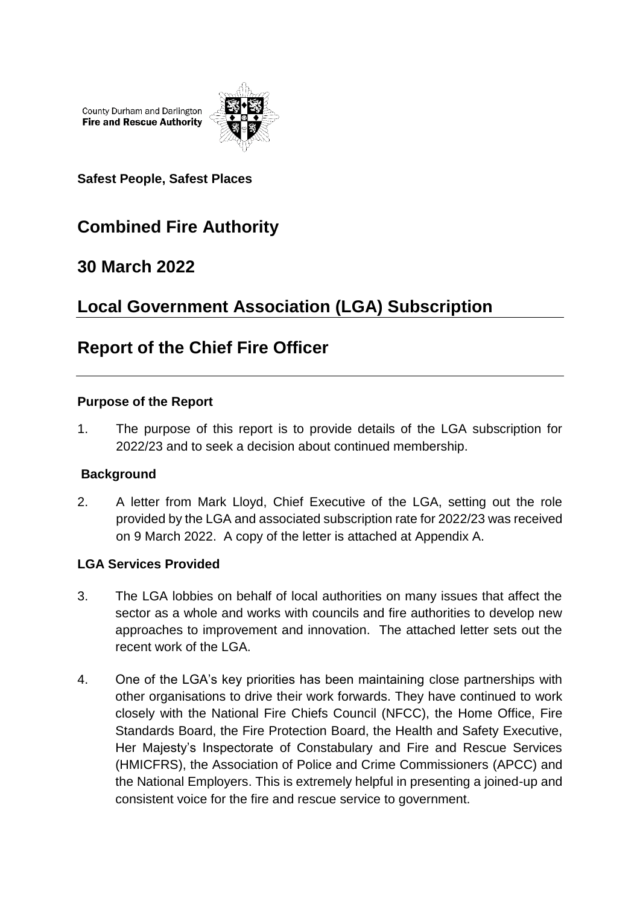County Durham and Darlington
**Fire and Rescue Authority**

**Safest People, Safest Places**

# Combined Fire Authority

## 30 March 2022

## Local Government Association (LGA) Subscription

## Report of the Chief Fire Officer

### Purpose of the Report

1. The purpose of this report is to provide details of the LGA subscription for 2022/23 and to seek a decision about continued membership.

### Background

2. A letter from Mark Lloyd, Chief Executive of the LGA, setting out the role provided by the LGA and associated subscription rate for 2022/23 was received on 9 March 2022. A copy of the letter is attached at Appendix A.

### LGA Services Provided

3. The LGA lobbies on behalf of local authorities on many issues that affect the sector as a whole and works with councils and fire authorities to develop new approaches to improvement and innovation. The attached letter sets out the recent work of the LGA.

4. One of the LGA's key priorities has been maintaining close partnerships with other organisations to drive their work forwards. They have continued to work closely with the National Fire Chiefs Council (NFCC), the Home Office, Fire Standards Board, the Fire Protection Board, the Health and Safety Executive, Her Majesty's Inspectorate of Constabulary and Fire and Rescue Services (HMICFRS), the Association of Police and Crime Commissioners (APCC) and the National Employers. This is extremely helpful in presenting a joined-up and consistent voice for the fire and rescue service to government.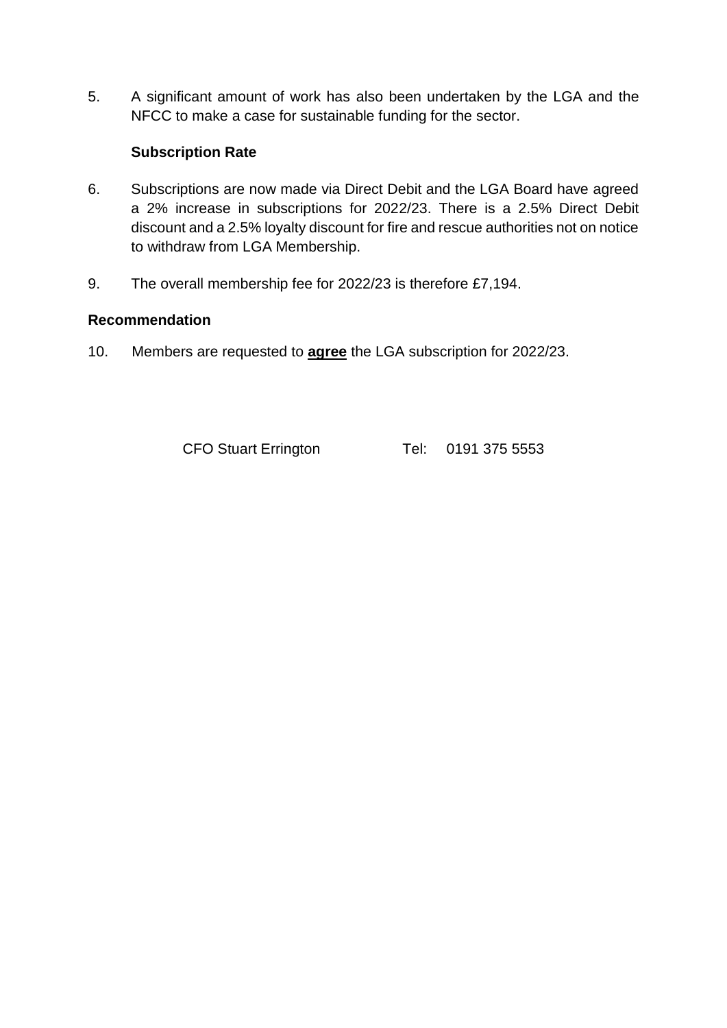5. A significant amount of work has also been undertaken by the LGA and the NFCC to make a case for sustainable funding for the sector.

### Subscription Rate

6. Subscriptions are now made via Direct Debit and the LGA Board have agreed a 2% increase in subscriptions for 2022/23. There is a 2.5% Direct Debit discount and a 2.5% loyalty discount for fire and rescue authorities not on notice to withdraw from LGA Membership.

9. The overall membership fee for 2022/23 is therefore £7,194.

## Recommendation

10. Members are requested to **agree** the LGA subscription for 2022/23.

CFO Stuart Errington Tel: 0191 375 5553